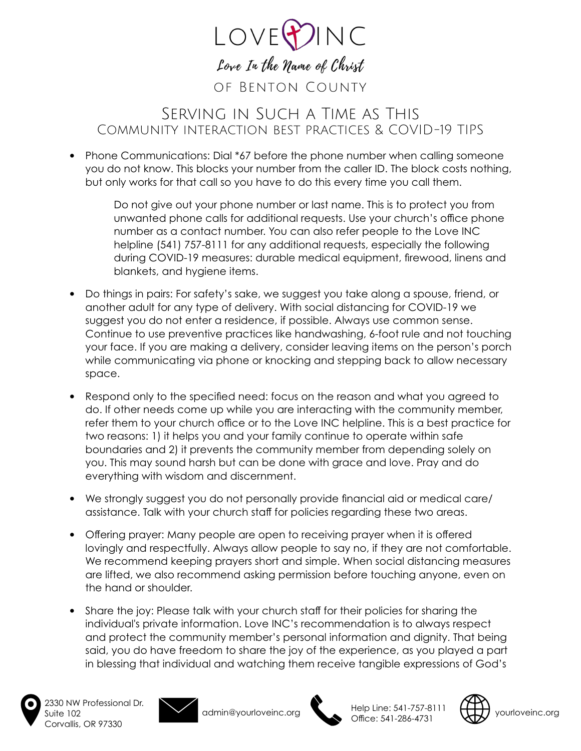# LOVE INC

*Love In the Name of Christ*

OF BENTON COUNTY

## Serving in Such a Time as This

### Community interaction best practices & COVID-19 tips

- Phone Communications: Dial *67 before the phone number when calling someone you do not know. This blocks your number from the caller ID. The block costs nothing, but only works for that call so you have to do this every time you call them.

  Do not give out your phone number or last name. This is to protect you from unwanted phone calls for additional requests. Use your church's office phone number as a contact number. You can also refer people to the Love INC helpline (541) 757-8111 for any additional requests, especially the following during COVID-19 measures: durable medical equipment, firewood, linens and blankets, and hygiene items.

- Do things in pairs: For safety's sake, we suggest you take along a spouse, friend, or another adult for any type of delivery. With social distancing for COVID-19 we suggest you do not enter a residence, if possible. Always use common sense. Continue to use preventive practices like handwashing, 6-foot rule and not touching your face. If you are making a delivery, consider leaving items on the person's porch while communicating via phone or knocking and stepping back to allow necessary space.

- Respond only to the specified need: focus on the reason and what you agreed to do. If other needs come up while you are interacting with the community member, refer them to your church office or to the Love INC helpline. This is a best practice for two reasons: 1) it helps you and your family continue to operate within safe boundaries and 2) it prevents the community member from depending solely on you. This may sound harsh but can be done with grace and love. Pray and do everything with wisdom and discernment.

- We strongly suggest you do not personally provide financial aid or medical care/ assistance. Talk with your church staff for policies regarding these two areas.

- Offering prayer: Many people are open to receiving prayer when it is offered lovingly and respectfully. Always allow people to say no, if they are not comfortable. We recommend keeping prayers short and simple. When social distancing measures are lifted, we also recommend asking permission before touching anyone, even on the hand or shoulder.

- Share the joy: Please talk with your church staff for their policies for sharing the individual's private information. Love INC's recommendation is to always respect and protect the community member's personal information and dignity. That being said, you do have freedom to share the joy of the experience, as you played a part in blessing that individual and watching them receive tangible expressions of God's

2330 NW Professional Dr.
Suite 102
Corvallis, OR 97330

admin@yourloveinc.org

Help Line: 541-757-8111
Office: 541-286-4731

yourloveinc.org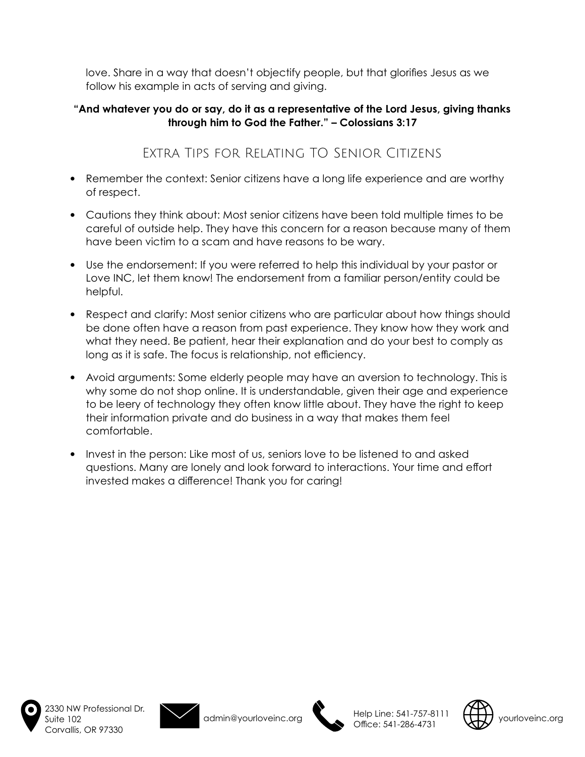love. Share in a way that doesn't objectify people, but that glorifies Jesus as we follow his example in acts of serving and giving.

**"And whatever you do or say, do it as a representative of the Lord Jesus, giving thanks through him to God the Father." – Colossians 3:17**

## Extra Tips for Relating TO Senior Citizens

- Remember the context: Senior citizens have a long life experience and are worthy of respect.
- Cautions they think about: Most senior citizens have been told multiple times to be careful of outside help. They have this concern for a reason because many of them have been victim to a scam and have reasons to be wary.
- Use the endorsement: If you were referred to help this individual by your pastor or Love INC, let them know! The endorsement from a familiar person/entity could be helpful.
- Respect and clarify: Most senior citizens who are particular about how things should be done often have a reason from past experience. They know how they work and what they need. Be patient, hear their explanation and do your best to comply as long as it is safe. The focus is relationship, not efficiency.
- Avoid arguments: Some elderly people may have an aversion to technology. This is why some do not shop online. It is understandable, given their age and experience to be leery of technology they often know little about. They have the right to keep their information private and do business in a way that makes them feel comfortable.
- Invest in the person: Like most of us, seniors love to be listened to and asked questions. Many are lonely and look forward to interactions. Your time and effort invested makes a difference! Thank you for caring!

2330 NW Professional Dr.
Suite 102
Corvallis, OR 97330

admin@yourloveinc.org

Help Line: 541-757-8111
Office: 541-286-4731

yourloveinc.org